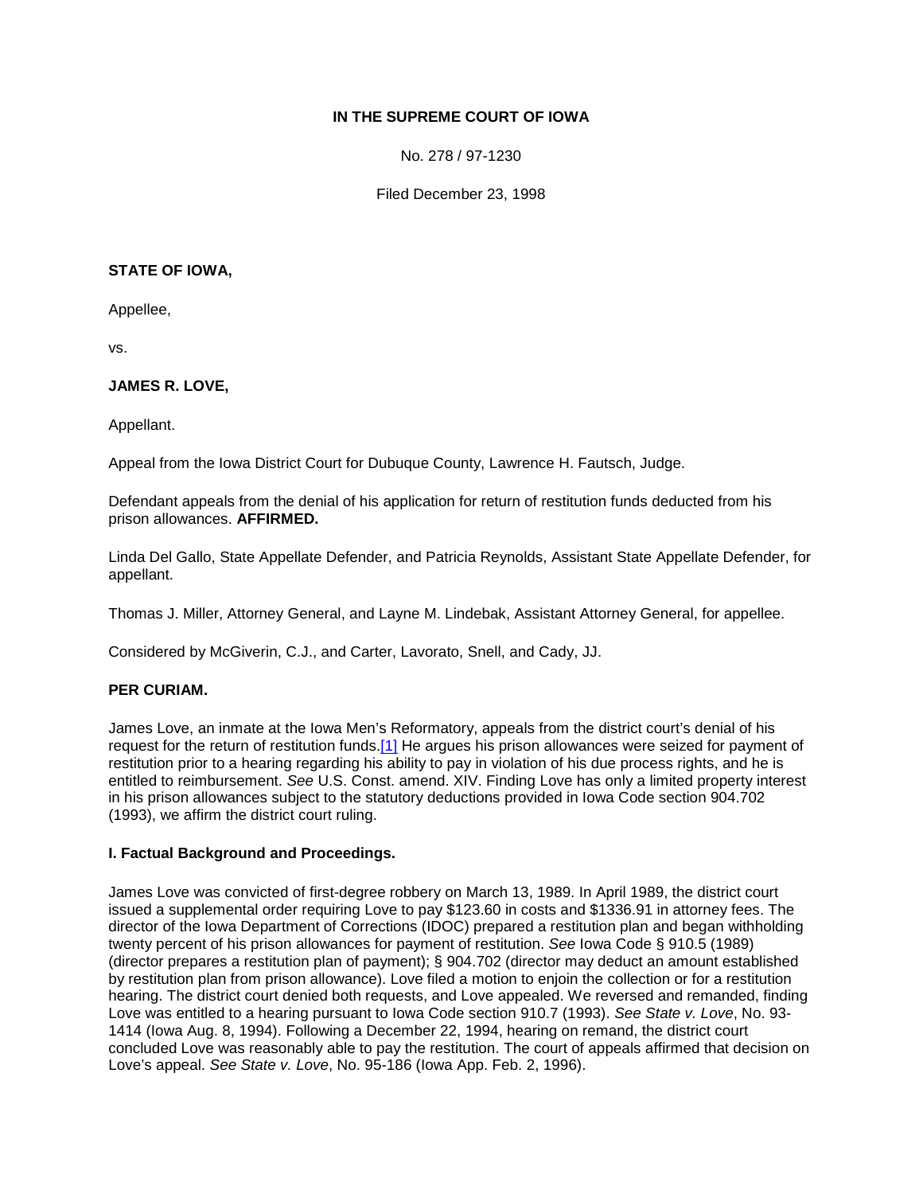**IN THE SUPREME COURT OF IOWA**

No. 278 / 97-1230

Filed December 23, 1998

**STATE OF IOWA,**

Appellee,

vs.

**JAMES R. LOVE,**

Appellant.

Appeal from the Iowa District Court for Dubuque County, Lawrence H. Fautsch, Judge.

Defendant appeals from the denial of his application for return of restitution funds deducted from his prison allowances. **AFFIRMED.**

Linda Del Gallo, State Appellate Defender, and Patricia Reynolds, Assistant State Appellate Defender, for appellant.

Thomas J. Miller, Attorney General, and Layne M. Lindebak, Assistant Attorney General, for appellee.

Considered by McGiverin, C.J., and Carter, Lavorato, Snell, and Cady, JJ.

**PER CURIAM.**

James Love, an inmate at the Iowa Men's Reformatory, appeals from the district court's denial of his request for the return of restitution funds.[1] He argues his prison allowances were seized for payment of restitution prior to a hearing regarding his ability to pay in violation of his due process rights, and he is entitled to reimbursement. *See* U.S. Const. amend. XIV. Finding Love has only a limited property interest in his prison allowances subject to the statutory deductions provided in Iowa Code section 904.702 (1993), we affirm the district court ruling.

**I. Factual Background and Proceedings.**

James Love was convicted of first-degree robbery on March 13, 1989. In April 1989, the district court issued a supplemental order requiring Love to pay $123.60 in costs and $1336.91 in attorney fees. The director of the Iowa Department of Corrections (IDOC) prepared a restitution plan and began withholding twenty percent of his prison allowances for payment of restitution. *See* Iowa Code § 910.5 (1989) (director prepares a restitution plan of payment); § 904.702 (director may deduct an amount established by restitution plan from prison allowance). Love filed a motion to enjoin the collection or for a restitution hearing. The district court denied both requests, and Love appealed. We reversed and remanded, finding Love was entitled to a hearing pursuant to Iowa Code section 910.7 (1993). *See State v. Love*, No. 93-1414 (Iowa Aug. 8, 1994). Following a December 22, 1994, hearing on remand, the district court concluded Love was reasonably able to pay the restitution. The court of appeals affirmed that decision on Love's appeal. *See State v. Love*, No. 95-186 (Iowa App. Feb. 2, 1996).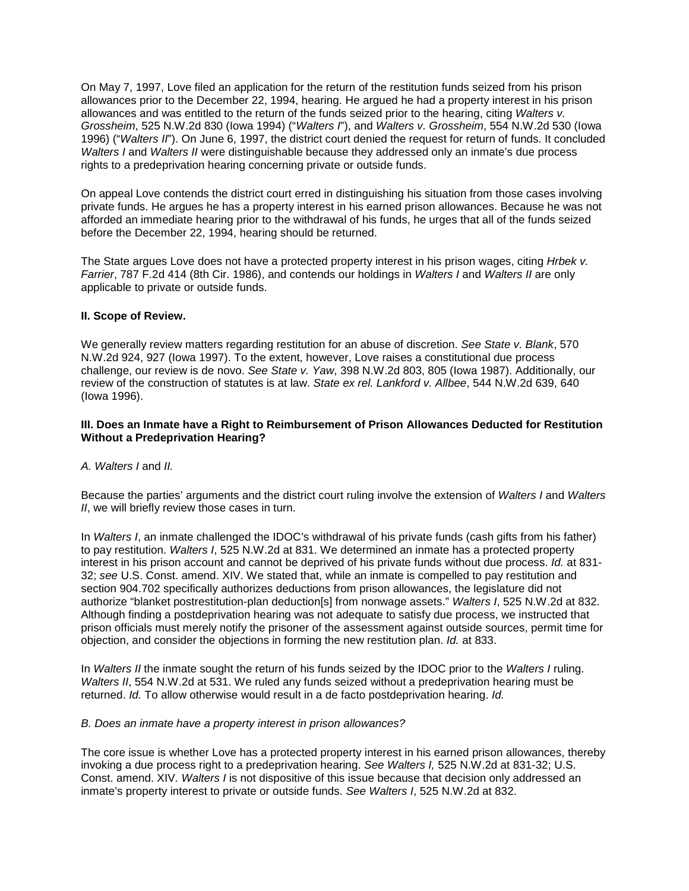On May 7, 1997, Love filed an application for the return of the restitution funds seized from his prison allowances prior to the December 22, 1994, hearing. He argued he had a property interest in his prison allowances and was entitled to the return of the funds seized prior to the hearing, citing *Walters v. Grossheim*, 525 N.W.2d 830 (Iowa 1994) ("*Walters I*"), and *Walters v. Grossheim*, 554 N.W.2d 530 (Iowa 1996) ("*Walters II*"). On June 6, 1997, the district court denied the request for return of funds. It concluded *Walters I* and *Walters II* were distinguishable because they addressed only an inmate's due process rights to a predeprivation hearing concerning private or outside funds.

On appeal Love contends the district court erred in distinguishing his situation from those cases involving private funds. He argues he has a property interest in his earned prison allowances. Because he was not afforded an immediate hearing prior to the withdrawal of his funds, he urges that all of the funds seized before the December 22, 1994, hearing should be returned.

The State argues Love does not have a protected property interest in his prison wages, citing *Hrbek v. Farrier*, 787 F.2d 414 (8th Cir. 1986), and contends our holdings in *Walters I* and *Walters II* are only applicable to private or outside funds.

**II. Scope of Review.**

We generally review matters regarding restitution for an abuse of discretion. *See State v. Blank*, 570 N.W.2d 924, 927 (Iowa 1997). To the extent, however, Love raises a constitutional due process challenge, our review is de novo. *See State v. Yaw*, 398 N.W.2d 803, 805 (Iowa 1987). Additionally, our review of the construction of statutes is at law. *State ex rel. Lankford v. Allbee*, 544 N.W.2d 639, 640 (Iowa 1996).

**III. Does an Inmate have a Right to Reimbursement of Prison Allowances Deducted for Restitution Without a Predeprivation Hearing?**

*A. Walters I* and *II.*

Because the parties' arguments and the district court ruling involve the extension of *Walters I* and *Walters II*, we will briefly review those cases in turn.

In *Walters I*, an inmate challenged the IDOC's withdrawal of his private funds (cash gifts from his father) to pay restitution. *Walters I*, 525 N.W.2d at 831. We determined an inmate has a protected property interest in his prison account and cannot be deprived of his private funds without due process. *Id.* at 831-32; *see* U.S. Const. amend. XIV. We stated that, while an inmate is compelled to pay restitution and section 904.702 specifically authorizes deductions from prison allowances, the legislature did not authorize "blanket postrestitution-plan deduction[s] from nonwage assets." *Walters I*, 525 N.W.2d at 832. Although finding a postdeprivation hearing was not adequate to satisfy due process, we instructed that prison officials must merely notify the prisoner of the assessment against outside sources, permit time for objection, and consider the objections in forming the new restitution plan. *Id.* at 833.

In *Walters II* the inmate sought the return of his funds seized by the IDOC prior to the *Walters I* ruling. *Walters II*, 554 N.W.2d at 531. We ruled any funds seized without a predeprivation hearing must be returned. *Id.* To allow otherwise would result in a de facto postdeprivation hearing. *Id.*

*B. Does an inmate have a property interest in prison allowances?*

The core issue is whether Love has a protected property interest in his earned prison allowances, thereby invoking a due process right to a predeprivation hearing. *See Walters I,* 525 N.W.2d at 831-32; U.S. Const. amend. XIV. *Walters I* is not dispositive of this issue because that decision only addressed an inmate's property interest to private or outside funds. *See Walters I*, 525 N.W.2d at 832.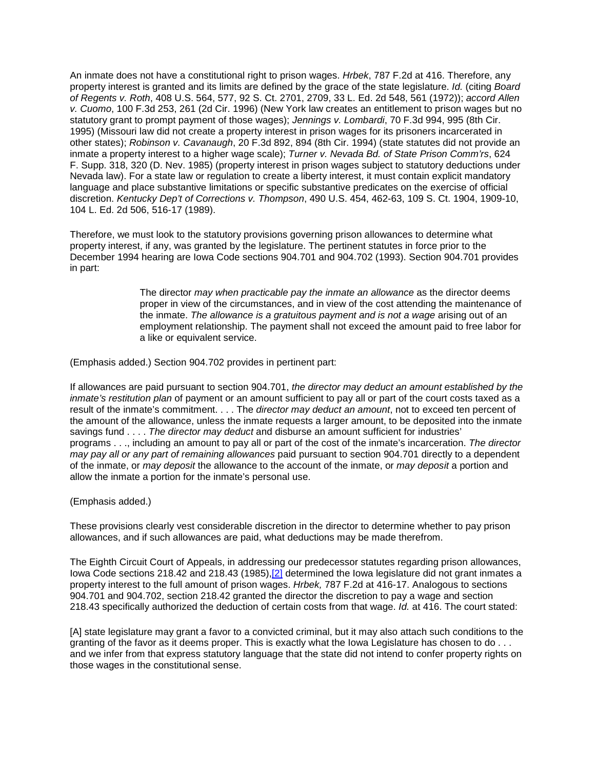An inmate does not have a constitutional right to prison wages. *Hrbek*, 787 F.2d at 416. Therefore, any property interest is granted and its limits are defined by the grace of the state legislature. *Id.* (citing *Board of Regents v. Roth*, 408 U.S. 564, 577, 92 S. Ct. 2701, 2709, 33 L. Ed. 2d 548, 561 (1972)); *accord Allen v. Cuomo*, 100 F.3d 253, 261 (2d Cir. 1996) (New York law creates an entitlement to prison wages but no statutory grant to prompt payment of those wages); *Jennings v. Lombardi*, 70 F.3d 994, 995 (8th Cir. 1995) (Missouri law did not create a property interest in prison wages for its prisoners incarcerated in other states); *Robinson v. Cavanaugh*, 20 F.3d 892, 894 (8th Cir. 1994) (state statutes did not provide an inmate a property interest to a higher wage scale); *Turner v. Nevada Bd. of State Prison Comm'rs*, 624 F. Supp. 318, 320 (D. Nev. 1985) (property interest in prison wages subject to statutory deductions under Nevada law). For a state law or regulation to create a liberty interest, it must contain explicit mandatory language and place substantive limitations or specific substantive predicates on the exercise of official discretion. *Kentucky Dep't of Corrections v. Thompson*, 490 U.S. 454, 462-63, 109 S. Ct. 1904, 1909-10, 104 L. Ed. 2d 506, 516-17 (1989).

Therefore, we must look to the statutory provisions governing prison allowances to determine what property interest, if any, was granted by the legislature. The pertinent statutes in force prior to the December 1994 hearing are Iowa Code sections 904.701 and 904.702 (1993). Section 904.701 provides in part:

> The director *may when practicable pay the inmate an allowance* as the director deems proper in view of the circumstances, and in view of the cost attending the maintenance of the inmate. *The allowance is a gratuitous payment and is not a wage* arising out of an employment relationship. The payment shall not exceed the amount paid to free labor for a like or equivalent service.

(Emphasis added.) Section 904.702 provides in pertinent part:

If allowances are paid pursuant to section 904.701, *the director may deduct an amount established by the inmate's restitution plan* of payment or an amount sufficient to pay all or part of the court costs taxed as a result of the inmate's commitment. . . . The *director may deduct an amount*, not to exceed ten percent of the amount of the allowance, unless the inmate requests a larger amount, to be deposited into the inmate savings fund . . . . *The director may deduct* and disburse an amount sufficient for industries' programs . . ., including an amount to pay all or part of the cost of the inmate's incarceration. *The director may pay all or any part of remaining allowances* paid pursuant to section 904.701 directly to a dependent of the inmate, or *may deposit* the allowance to the account of the inmate, or *may deposit* a portion and allow the inmate a portion for the inmate's personal use.

(Emphasis added.)

These provisions clearly vest considerable discretion in the director to determine whether to pay prison allowances, and if such allowances are paid, what deductions may be made therefrom.

The Eighth Circuit Court of Appeals, in addressing our predecessor statutes regarding prison allowances, Iowa Code sections 218.42 and 218.43 (1985),[2] determined the Iowa legislature did not grant inmates a property interest to the full amount of prison wages. *Hrbek,* 787 F.2d at 416-17. Analogous to sections 904.701 and 904.702, section 218.42 granted the director the discretion to pay a wage and section 218.43 specifically authorized the deduction of certain costs from that wage. *Id.* at 416. The court stated:

[A] state legislature may grant a favor to a convicted criminal, but it may also attach such conditions to the granting of the favor as it deems proper. This is exactly what the Iowa Legislature has chosen to do . . . and we infer from that express statutory language that the state did not intend to confer property rights on those wages in the constitutional sense.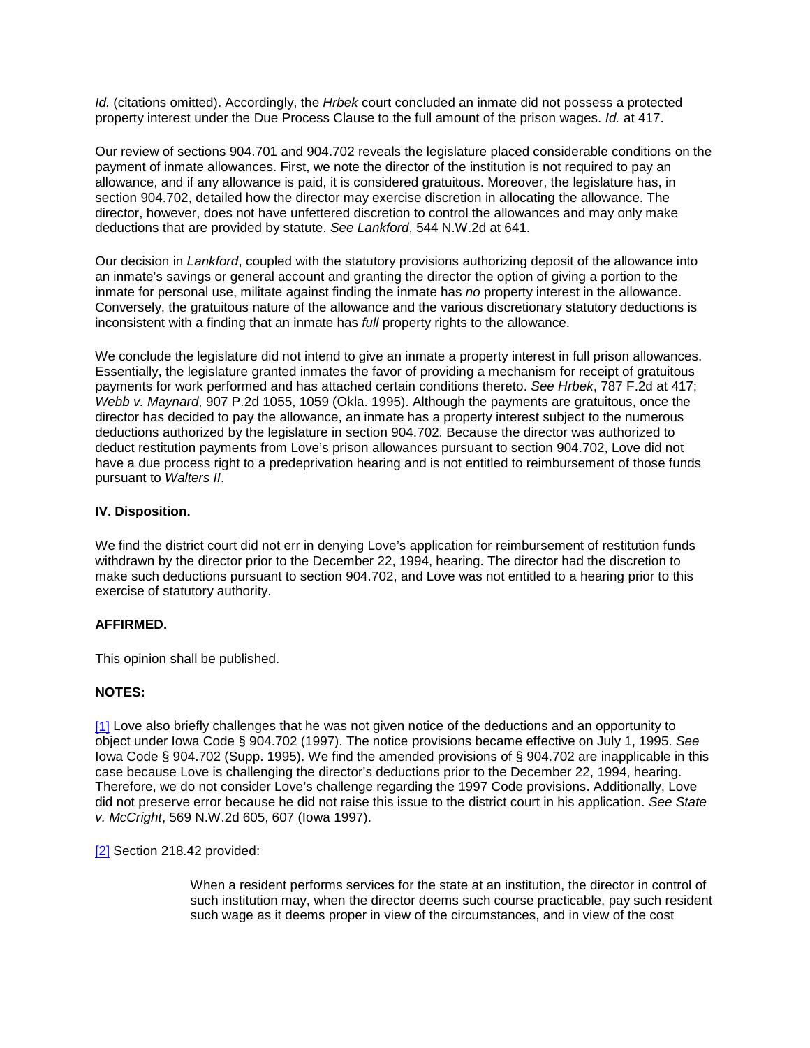*Id.* (citations omitted). Accordingly, the *Hrbek* court concluded an inmate did not possess a protected property interest under the Due Process Clause to the full amount of the prison wages. *Id.* at 417.

Our review of sections 904.701 and 904.702 reveals the legislature placed considerable conditions on the payment of inmate allowances. First, we note the director of the institution is not required to pay an allowance, and if any allowance is paid, it is considered gratuitous. Moreover, the legislature has, in section 904.702, detailed how the director may exercise discretion in allocating the allowance. The director, however, does not have unfettered discretion to control the allowances and may only make deductions that are provided by statute. *See Lankford*, 544 N.W.2d at 641.

Our decision in *Lankford*, coupled with the statutory provisions authorizing deposit of the allowance into an inmate's savings or general account and granting the director the option of giving a portion to the inmate for personal use, militate against finding the inmate has *no* property interest in the allowance. Conversely, the gratuitous nature of the allowance and the various discretionary statutory deductions is inconsistent with a finding that an inmate has *full* property rights to the allowance.

We conclude the legislature did not intend to give an inmate a property interest in full prison allowances. Essentially, the legislature granted inmates the favor of providing a mechanism for receipt of gratuitous payments for work performed and has attached certain conditions thereto. *See Hrbek*, 787 F.2d at 417; *Webb v. Maynard*, 907 P.2d 1055, 1059 (Okla. 1995). Although the payments are gratuitous, once the director has decided to pay the allowance, an inmate has a property interest subject to the numerous deductions authorized by the legislature in section 904.702. Because the director was authorized to deduct restitution payments from Love's prison allowances pursuant to section 904.702, Love did not have a due process right to a predeprivation hearing and is not entitled to reimbursement of those funds pursuant to *Walters II*.

**IV. Disposition.**

We find the district court did not err in denying Love's application for reimbursement of restitution funds withdrawn by the director prior to the December 22, 1994, hearing. The director had the discretion to make such deductions pursuant to section 904.702, and Love was not entitled to a hearing prior to this exercise of statutory authority.

**AFFIRMED.**

This opinion shall be published.

**NOTES:**

[1] Love also briefly challenges that he was not given notice of the deductions and an opportunity to object under Iowa Code § 904.702 (1997). The notice provisions became effective on July 1, 1995. *See* Iowa Code § 904.702 (Supp. 1995). We find the amended provisions of § 904.702 are inapplicable in this case because Love is challenging the director's deductions prior to the December 22, 1994, hearing. Therefore, we do not consider Love's challenge regarding the 1997 Code provisions. Additionally, Love did not preserve error because he did not raise this issue to the district court in his application. *See State v. McCright*, 569 N.W.2d 605, 607 (Iowa 1997).

[2] Section 218.42 provided:

> When a resident performs services for the state at an institution, the director in control of such institution may, when the director deems such course practicable, pay such resident such wage as it deems proper in view of the circumstances, and in view of the cost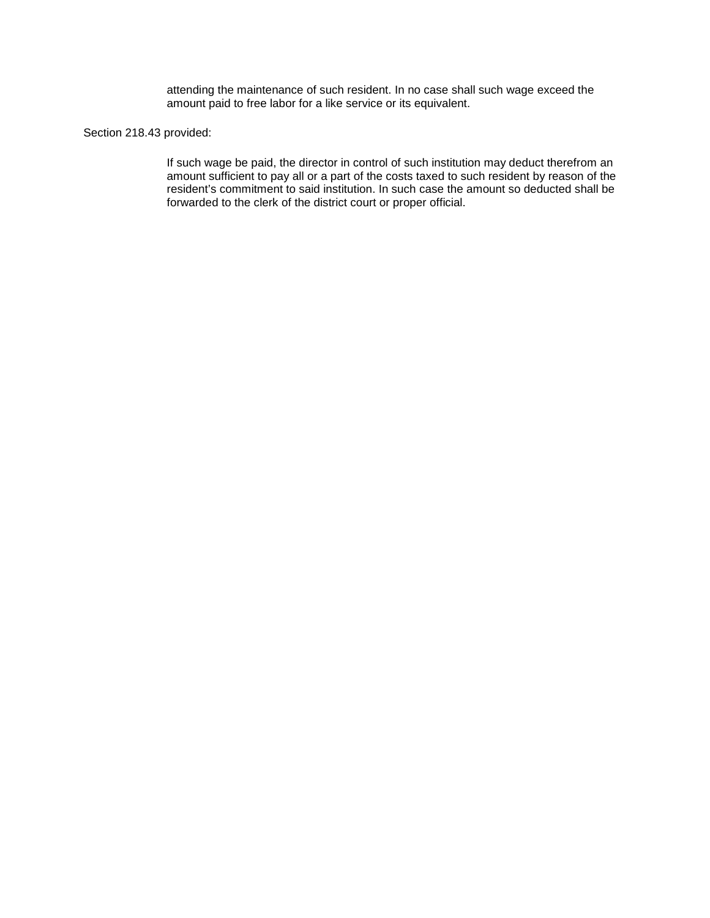> attending the maintenance of such resident. In no case shall such wage exceed the amount paid to free labor for a like service or its equivalent.

Section 218.43 provided:

> If such wage be paid, the director in control of such institution may deduct therefrom an amount sufficient to pay all or a part of the costs taxed to such resident by reason of the resident's commitment to said institution. In such case the amount so deducted shall be forwarded to the clerk of the district court or proper official.